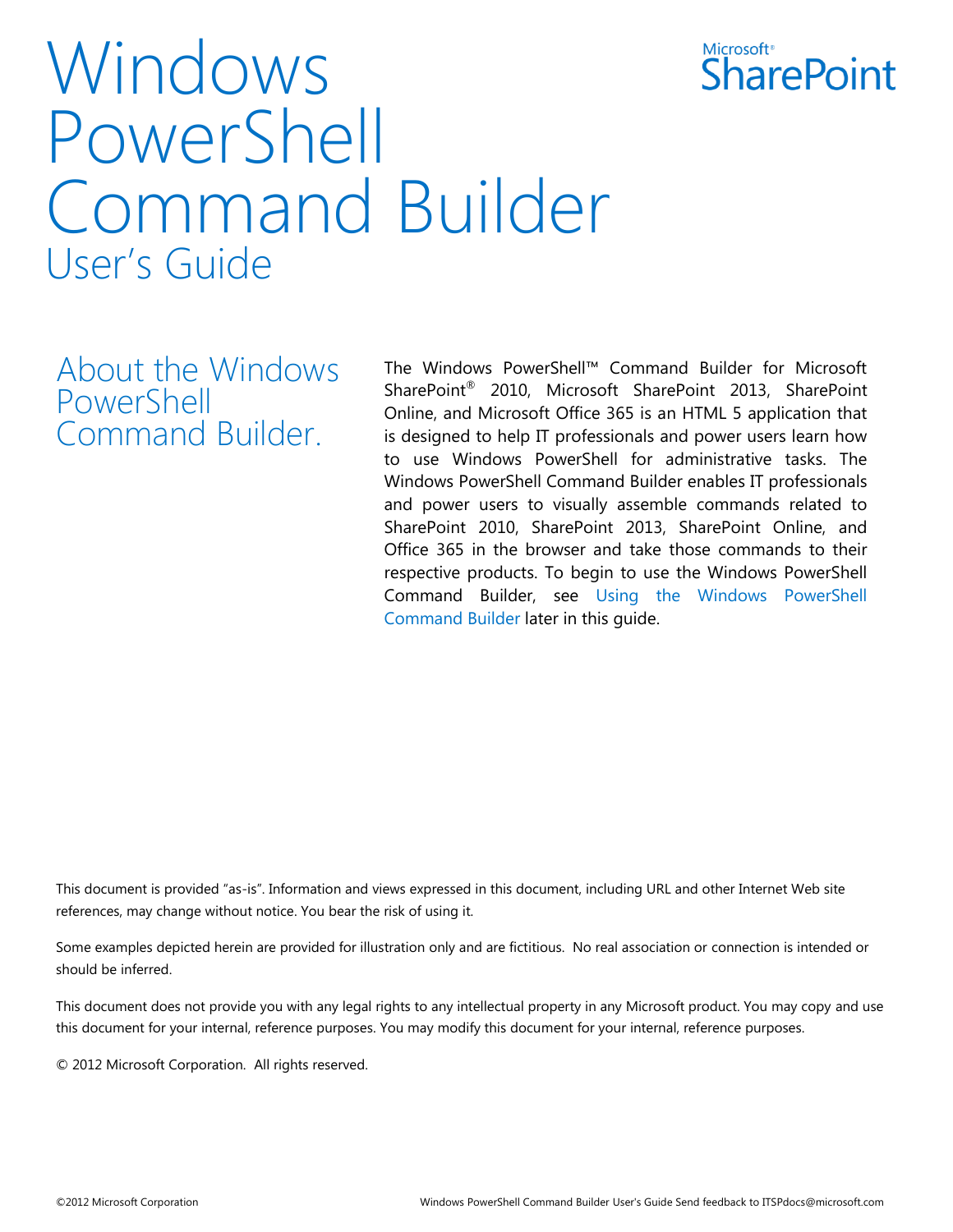# Windows PowerShell Command Builder

## User's Guide

Microsoft® SharePoint

## About the Windows PowerShell Command Builder.

The Windows PowerShell™ Command Builder for Microsoft SharePoint® 2010, Microsoft SharePoint 2013, SharePoint Online, and Microsoft Office 365 is an HTML 5 application that is designed to help IT professionals and power users learn how to use Windows PowerShell for administrative tasks. The Windows PowerShell Command Builder enables IT professionals and power users to visually assemble commands related to SharePoint 2010, SharePoint 2013, SharePoint Online, and Office 365 in the browser and take those commands to their respective products. To begin to use the Windows PowerShell Command Builder, see Using the Windows PowerShell Command Builder later in this guide.

This document is provided "as-is". Information and views expressed in this document, including URL and other Internet Web site references, may change without notice. You bear the risk of using it.

Some examples depicted herein are provided for illustration only and are fictitious. No real association or connection is intended or should be inferred.

This document does not provide you with any legal rights to any intellectual property in any Microsoft product. You may copy and use this document for your internal, reference purposes. You may modify this document for your internal, reference purposes.

© 2012 Microsoft Corporation. All rights reserved.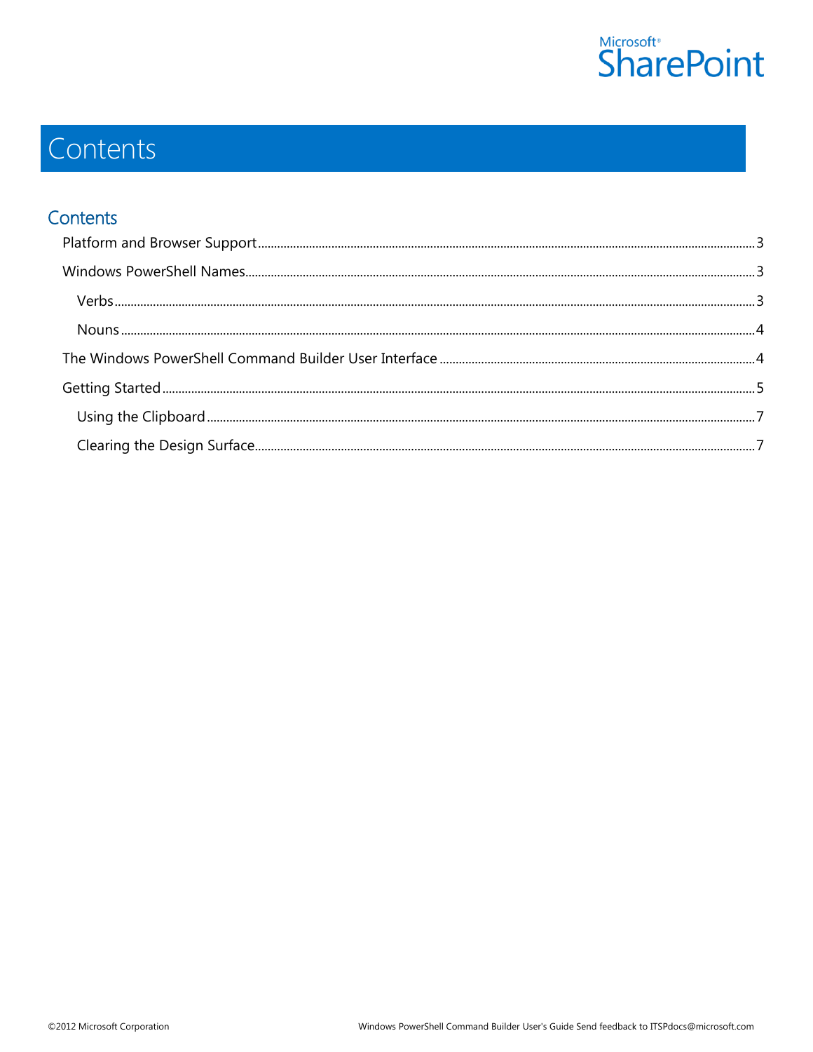# Contents

## Contents

- Platform and Browser Support ........ 3
- Windows PowerShell Names ........ 3
  - Verbs ........ 3
  - Nouns ........ 4
- The Windows PowerShell Command Builder User Interface ........ 4
- Getting Started ........ 5
  - Using the Clipboard ........ 7
  - Clearing the Design Surface ........ 7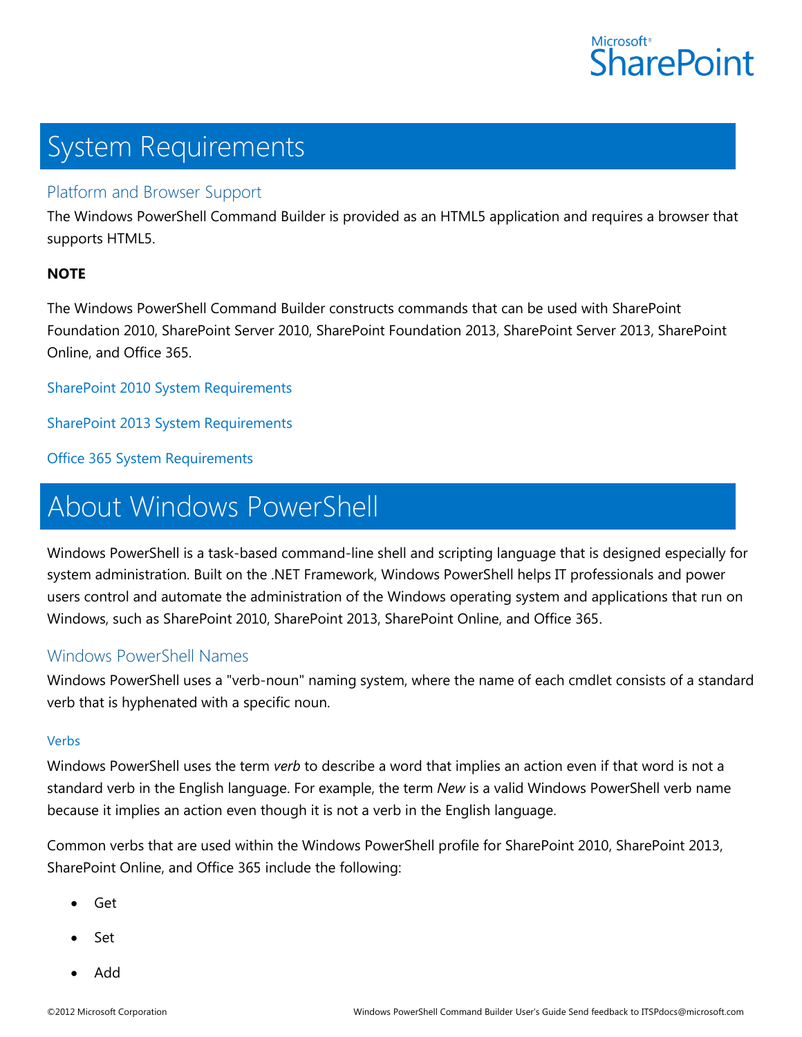# System Requirements

## Platform and Browser Support

The Windows PowerShell Command Builder is provided as an HTML5 application and requires a browser that supports HTML5.

**NOTE**

The Windows PowerShell Command Builder constructs commands that can be used with SharePoint Foundation 2010, SharePoint Server 2010, SharePoint Foundation 2013, SharePoint Server 2013, SharePoint Online, and Office 365.

SharePoint 2010 System Requirements

SharePoint 2013 System Requirements

Office 365 System Requirements

# About Windows PowerShell

Windows PowerShell is a task-based command-line shell and scripting language that is designed especially for system administration. Built on the .NET Framework, Windows PowerShell helps IT professionals and power users control and automate the administration of the Windows operating system and applications that run on Windows, such as SharePoint 2010, SharePoint 2013, SharePoint Online, and Office 365.

## Windows PowerShell Names

Windows PowerShell uses a "verb-noun" naming system, where the name of each cmdlet consists of a standard verb that is hyphenated with a specific noun.

### Verbs

Windows PowerShell uses the term *verb* to describe a word that implies an action even if that word is not a standard verb in the English language. For example, the term *New* is a valid Windows PowerShell verb name because it implies an action even though it is not a verb in the English language.

Common verbs that are used within the Windows PowerShell profile for SharePoint 2010, SharePoint 2013, SharePoint Online, and Office 365 include the following:

- Get
- Set
- Add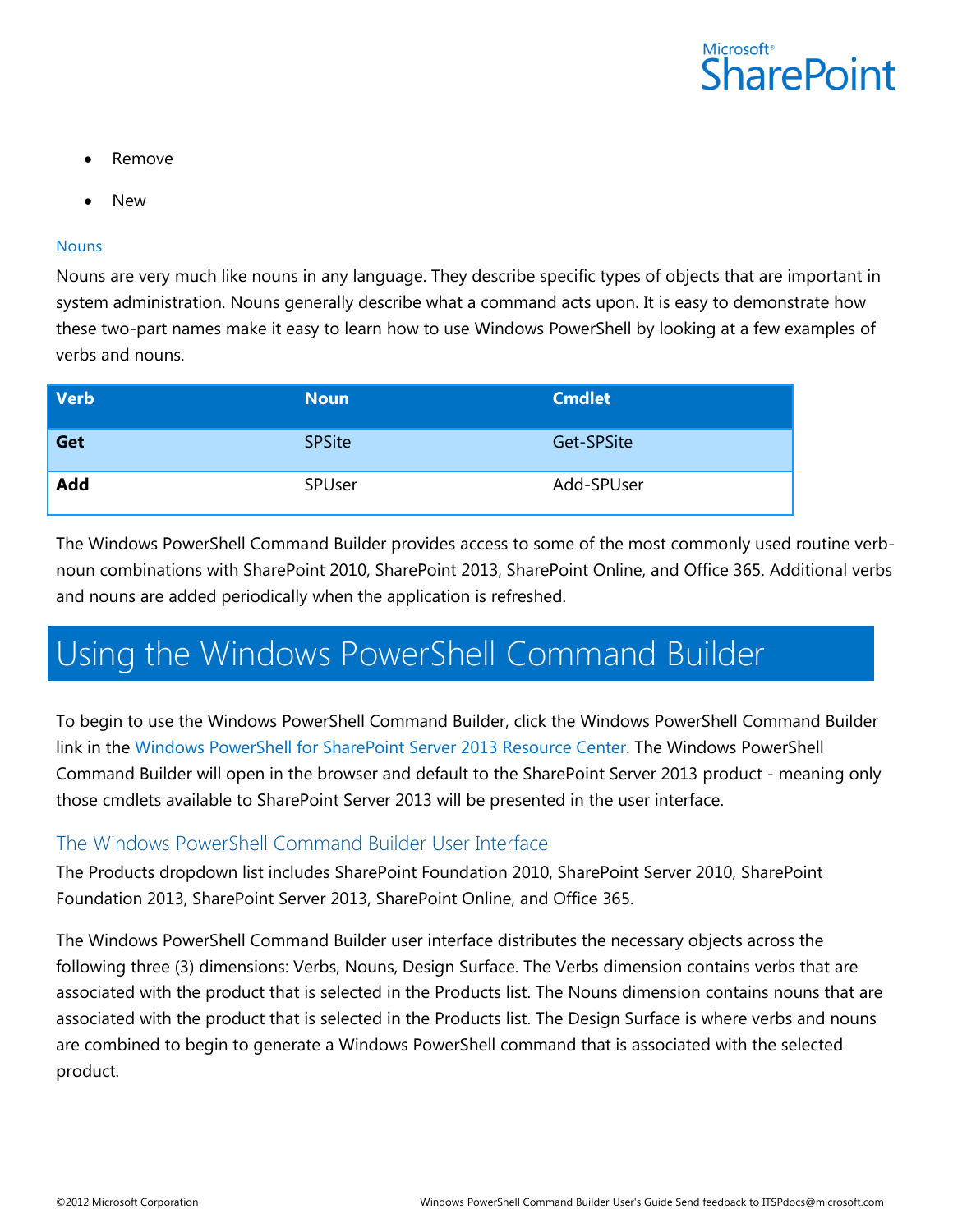- Remove
- New

### Nouns

Nouns are very much like nouns in any language. They describe specific types of objects that are important in system administration. Nouns generally describe what a command acts upon. It is easy to demonstrate how these two-part names make it easy to learn how to use Windows PowerShell by looking at a few examples of verbs and nouns.

| Verb | Noun | Cmdlet |
| --- | --- | --- |
| **Get** | SPSite | Get-SPSite |
| **Add** | SPUser | Add-SPUser |

The Windows PowerShell Command Builder provides access to some of the most commonly used routine verb-noun combinations with SharePoint 2010, SharePoint 2013, SharePoint Online, and Office 365. Additional verbs and nouns are added periodically when the application is refreshed.

# Using the Windows PowerShell Command Builder

To begin to use the Windows PowerShell Command Builder, click the Windows PowerShell Command Builder link in the Windows PowerShell for SharePoint Server 2013 Resource Center. The Windows PowerShell Command Builder will open in the browser and default to the SharePoint Server 2013 product - meaning only those cmdlets available to SharePoint Server 2013 will be presented in the user interface.

## The Windows PowerShell Command Builder User Interface

The Products dropdown list includes SharePoint Foundation 2010, SharePoint Server 2010, SharePoint Foundation 2013, SharePoint Server 2013, SharePoint Online, and Office 365.

The Windows PowerShell Command Builder user interface distributes the necessary objects across the following three (3) dimensions: Verbs, Nouns, Design Surface. The Verbs dimension contains verbs that are associated with the product that is selected in the Products list. The Nouns dimension contains nouns that are associated with the product that is selected in the Products list. The Design Surface is where verbs and nouns are combined to begin to generate a Windows PowerShell command that is associated with the selected product.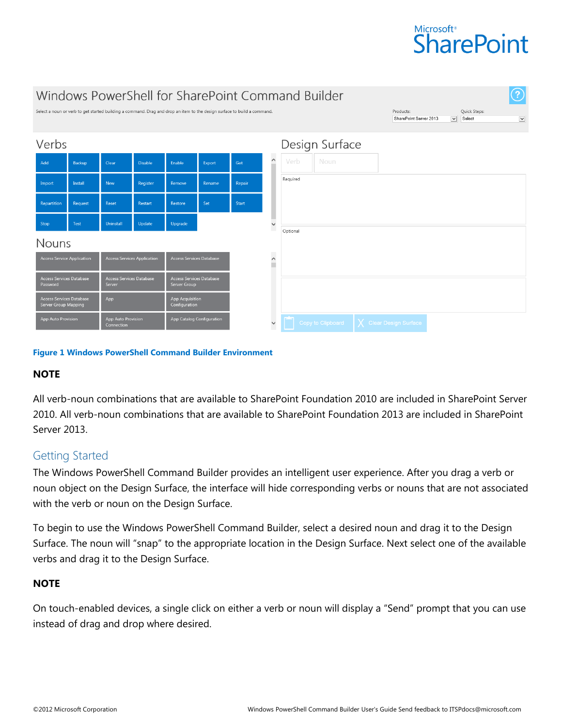Figure 1 Windows PowerShell Command Builder Environment

**NOTE**

All verb-noun combinations that are available to SharePoint Foundation 2010 are included in SharePoint Server 2010. All verb-noun combinations that are available to SharePoint Foundation 2013 are included in SharePoint Server 2013.

## Getting Started

The Windows PowerShell Command Builder provides an intelligent user experience. After you drag a verb or noun object on the Design Surface, the interface will hide corresponding verbs or nouns that are not associated with the verb or noun on the Design Surface.

To begin to use the Windows PowerShell Command Builder, select a desired noun and drag it to the Design Surface. The noun will "snap" to the appropriate location in the Design Surface. Next select one of the available verbs and drag it to the Design Surface.

**NOTE**

On touch-enabled devices, a single click on either a verb or noun will display a "Send" prompt that you can use instead of drag and drop where desired.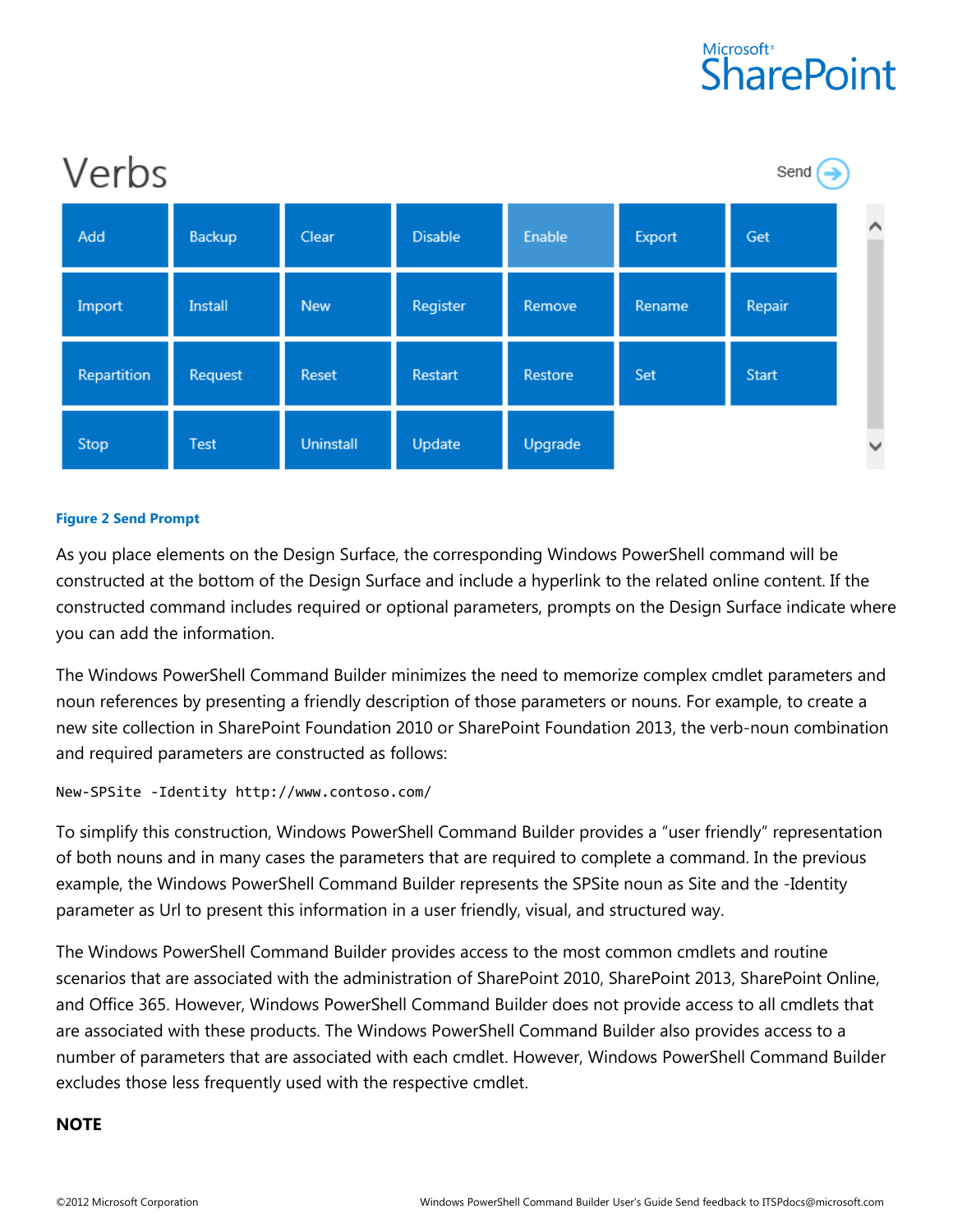Verbs

Send

| Add | Backup | Clear | Disable | Enable | Export | Get |
| --- | --- | --- | --- | --- | --- | --- |
| Import | Install | New | Register | Remove | Rename | Repair |
| Repartition | Request | Reset | Restart | Restore | Set | Start |
| Stop | Test | Uninstall | Update | Upgrade | | |

**Figure 2 Send Prompt**

As you place elements on the Design Surface, the corresponding Windows PowerShell command will be constructed at the bottom of the Design Surface and include a hyperlink to the related online content. If the constructed command includes required or optional parameters, prompts on the Design Surface indicate where you can add the information.

The Windows PowerShell Command Builder minimizes the need to memorize complex cmdlet parameters and noun references by presenting a friendly description of those parameters or nouns. For example, to create a new site collection in SharePoint Foundation 2010 or SharePoint Foundation 2013, the verb-noun combination and required parameters are constructed as follows:

```
New-SPSite -Identity http://www.contoso.com/
```

To simplify this construction, Windows PowerShell Command Builder provides a "user friendly" representation of both nouns and in many cases the parameters that are required to complete a command. In the previous example, the Windows PowerShell Command Builder represents the SPSite noun as Site and the -Identity parameter as Url to present this information in a user friendly, visual, and structured way.

The Windows PowerShell Command Builder provides access to the most common cmdlets and routine scenarios that are associated with the administration of SharePoint 2010, SharePoint 2013, SharePoint Online, and Office 365. However, Windows PowerShell Command Builder does not provide access to all cmdlets that are associated with these products. The Windows PowerShell Command Builder also provides access to a number of parameters that are associated with each cmdlet. However, Windows PowerShell Command Builder excludes those less frequently used with the respective cmdlet.

**NOTE**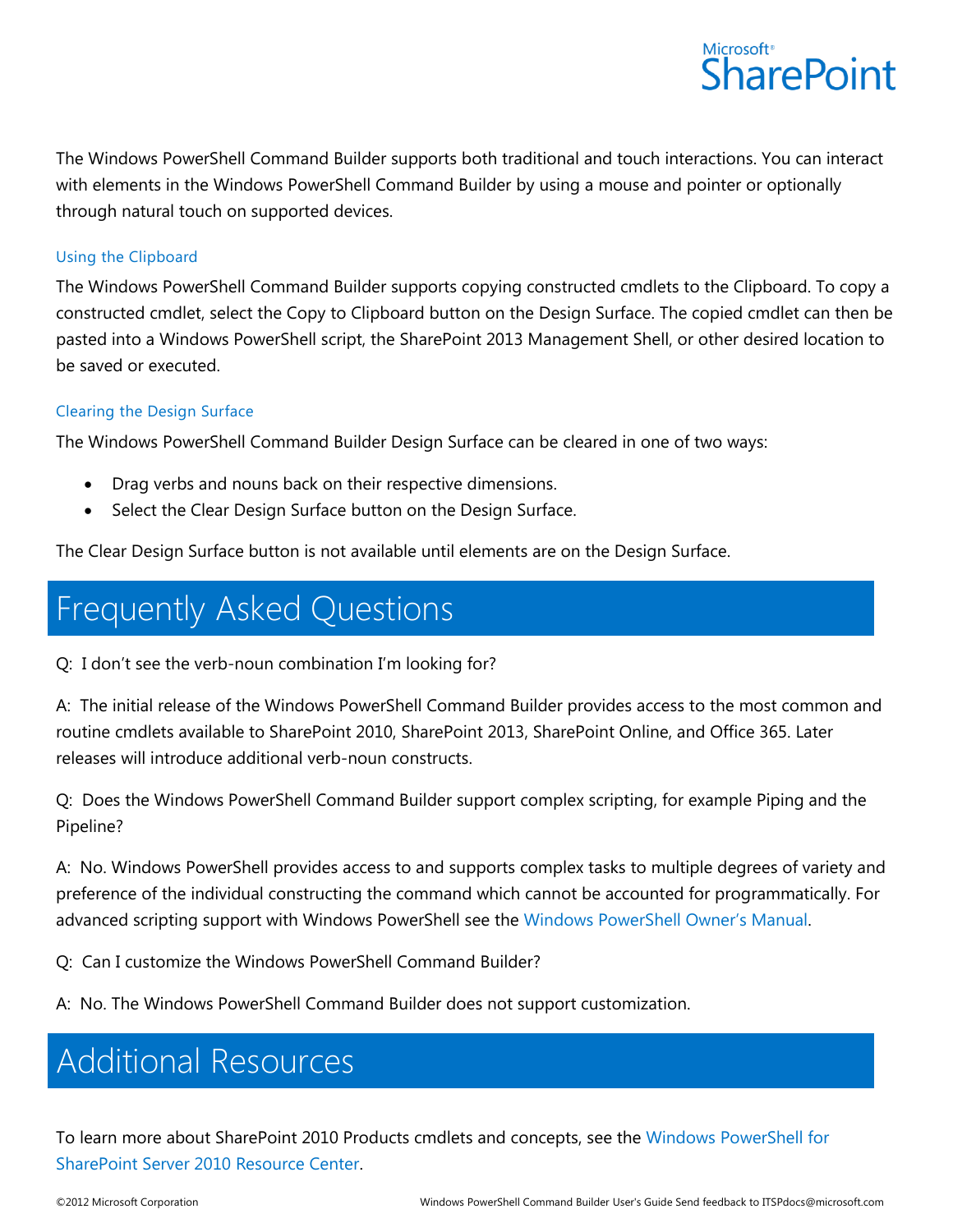The Windows PowerShell Command Builder supports both traditional and touch interactions. You can interact with elements in the Windows PowerShell Command Builder by using a mouse and pointer or optionally through natural touch on supported devices.

### Using the Clipboard

The Windows PowerShell Command Builder supports copying constructed cmdlets to the Clipboard. To copy a constructed cmdlet, select the Copy to Clipboard button on the Design Surface. The copied cmdlet can then be pasted into a Windows PowerShell script, the SharePoint 2013 Management Shell, or other desired location to be saved or executed.

### Clearing the Design Surface

The Windows PowerShell Command Builder Design Surface can be cleared in one of two ways:

- Drag verbs and nouns back on their respective dimensions.
- Select the Clear Design Surface button on the Design Surface.

The Clear Design Surface button is not available until elements are on the Design Surface.

# Frequently Asked Questions

Q: I don't see the verb-noun combination I'm looking for?

A: The initial release of the Windows PowerShell Command Builder provides access to the most common and routine cmdlets available to SharePoint 2010, SharePoint 2013, SharePoint Online, and Office 365. Later releases will introduce additional verb-noun constructs.

Q: Does the Windows PowerShell Command Builder support complex scripting, for example Piping and the Pipeline?

A: No. Windows PowerShell provides access to and supports complex tasks to multiple degrees of variety and preference of the individual constructing the command which cannot be accounted for programmatically. For advanced scripting support with Windows PowerShell see the Windows PowerShell Owner's Manual.

Q: Can I customize the Windows PowerShell Command Builder?

A: No. The Windows PowerShell Command Builder does not support customization.

# Additional Resources

To learn more about SharePoint 2010 Products cmdlets and concepts, see the Windows PowerShell for SharePoint Server 2010 Resource Center.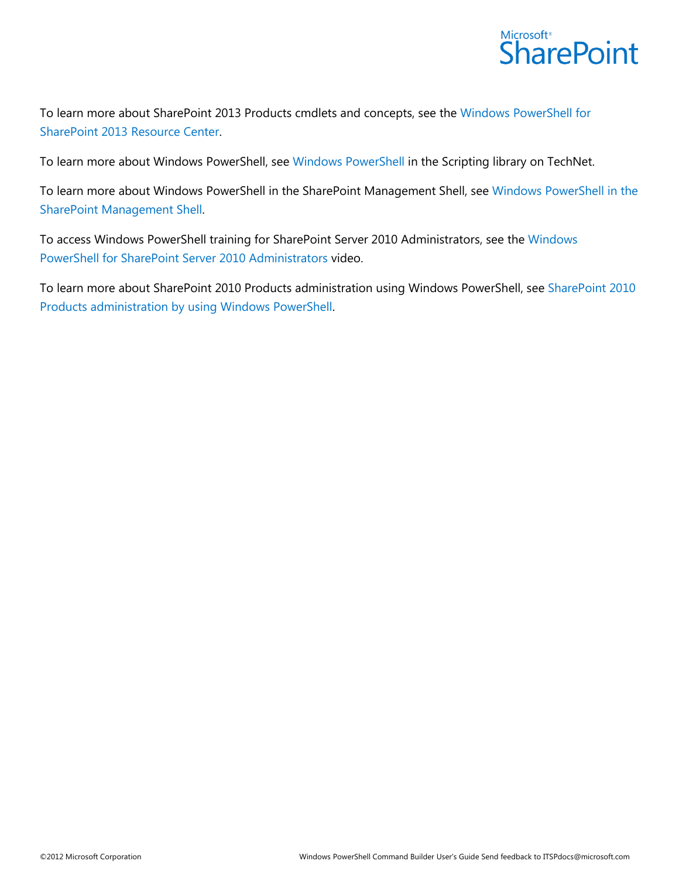To learn more about SharePoint 2013 Products cmdlets and concepts, see the Windows PowerShell for SharePoint 2013 Resource Center.

To learn more about Windows PowerShell, see Windows PowerShell in the Scripting library on TechNet.

To learn more about Windows PowerShell in the SharePoint Management Shell, see Windows PowerShell in the SharePoint Management Shell.

To access Windows PowerShell training for SharePoint Server 2010 Administrators, see the Windows PowerShell for SharePoint Server 2010 Administrators video.

To learn more about SharePoint 2010 Products administration using Windows PowerShell, see SharePoint 2010 Products administration by using Windows PowerShell.